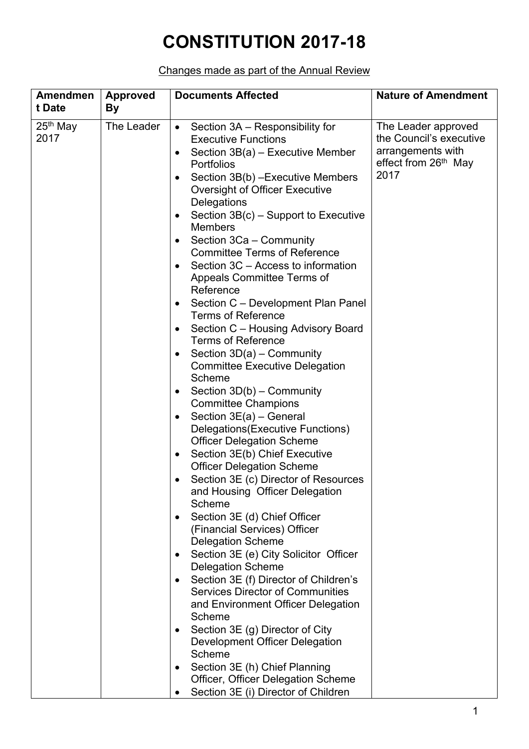# CONSTITUTION 2017-18

Changes made as part of the Annual Review

| Amendment Date | Approved By | Documents Affected | Nature of Amendment |
|---|---|---|---|
| 25th May 2017 | The Leader | • Section 3A – Responsibility for Executive Functions<br>• Section 3B(a) – Executive Member Portfolios<br>• Section 3B(b) –Executive Members Oversight of Officer Executive Delegations<br>• Section 3B(c) – Support to Executive Members<br>• Section 3Ca – Community Committee Terms of Reference<br>• Section 3C – Access to information Appeals Committee Terms of Reference<br>• Section C – Development Plan Panel Terms of Reference<br>• Section C – Housing Advisory Board Terms of Reference<br>• Section 3D(a) – Community Committee Executive Delegation Scheme<br>• Section 3D(b) – Community Committee Champions<br>• Section 3E(a) – General Delegations(Executive Functions) Officer Delegation Scheme<br>• Section 3E(b) Chief Executive Officer Delegation Scheme<br>• Section 3E (c) Director of Resources and Housing Officer Delegation Scheme<br>• Section 3E (d) Chief Officer (Financial Services) Officer Delegation Scheme<br>• Section 3E (e) City Solicitor Officer Delegation Scheme<br>• Section 3E (f) Director of Children's Services Director of Communities and Environment Officer Delegation Scheme<br>• Section 3E (g) Director of City Development Officer Delegation Scheme<br>• Section 3E (h) Chief Planning Officer, Officer Delegation Scheme<br>• Section 3E (i) Director of Children | The Leader approved the Council's executive arrangements with effect from 26th May 2017 |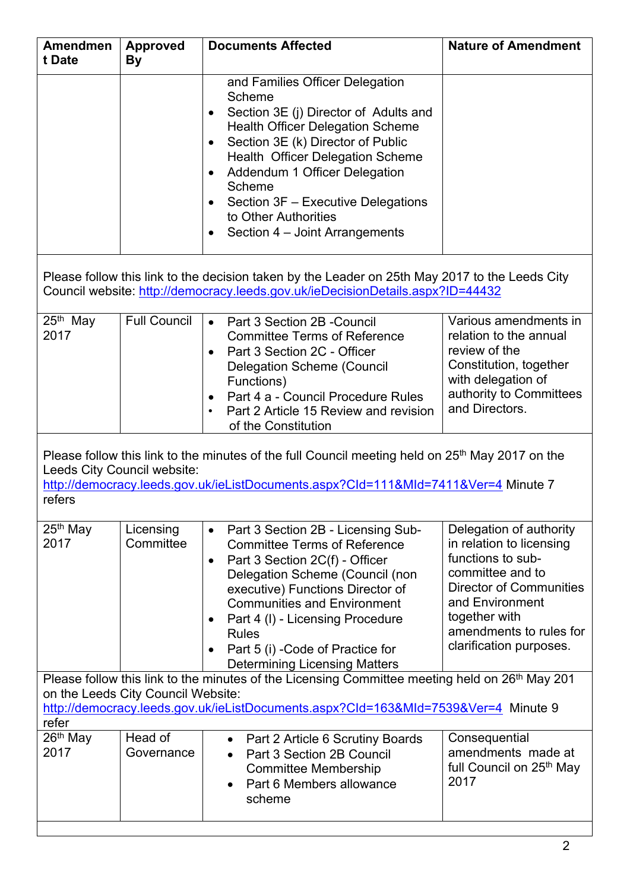| Amendment Date | Approved By | Documents Affected | Nature of Amendment |
|---|---|---|---|
| | | and Families Officer Delegation Scheme<br>• Section 3E (j) Director of Adults and Health Officer Delegation Scheme<br>• Section 3E (k) Director of Public Health Officer Delegation Scheme<br>• Addendum 1 Officer Delegation Scheme<br>• Section 3F – Executive Delegations to Other Authorities<br>• Section 4 – Joint Arrangements | |
| Please follow this link to the decision taken by the Leader on 25th May 2017 to the Leeds City Council website: http://democracy.leeds.gov.uk/ieDecisionDetails.aspx?ID=44432 | | | |
| 25th May 2017 | Full Council | • Part 3 Section 2B -Council Committee Terms of Reference<br>• Part 3 Section 2C - Officer Delegation Scheme (Council Functions)<br>• Part 4 a - Council Procedure Rules<br>• Part 2 Article 15 Review and revision of the Constitution | Various amendments in relation to the annual review of the Constitution, together with delegation of authority to Committees and Directors. |
| Please follow this link to the minutes of the full Council meeting held on 25th May 2017 on the Leeds City Council website: http://democracy.leeds.gov.uk/ieListDocuments.aspx?CId=111&MId=7411&Ver=4 Minute 7 refers | | | |
| 25th May 2017 | Licensing Committee | • Part 3 Section 2B - Licensing Sub-Committee Terms of Reference<br>• Part 3 Section 2C(f) - Officer Delegation Scheme (Council (non executive) Functions Director of Communities and Environment<br>• Part 4 (l) - Licensing Procedure Rules<br>• Part 5 (i) -Code of Practice for Determining Licensing Matters | Delegation of authority in relation to licensing functions to sub-committee and to Director of Communities and Environment together with amendments to rules for clarification purposes. |
| Please follow this link to the minutes of the Licensing Committee meeting held on 26th May 201 on the Leeds City Council Website: http://democracy.leeds.gov.uk/ieListDocuments.aspx?CId=163&MId=7539&Ver=4 Minute 9 refer | | | |
| 26th May 2017 | Head of Governance | • Part 2 Article 6 Scrutiny Boards<br>• Part 3 Section 2B Council Committee Membership<br>• Part 6 Members allowance scheme | Consequential amendments made at full Council on 25th May 2017 |
| | | | |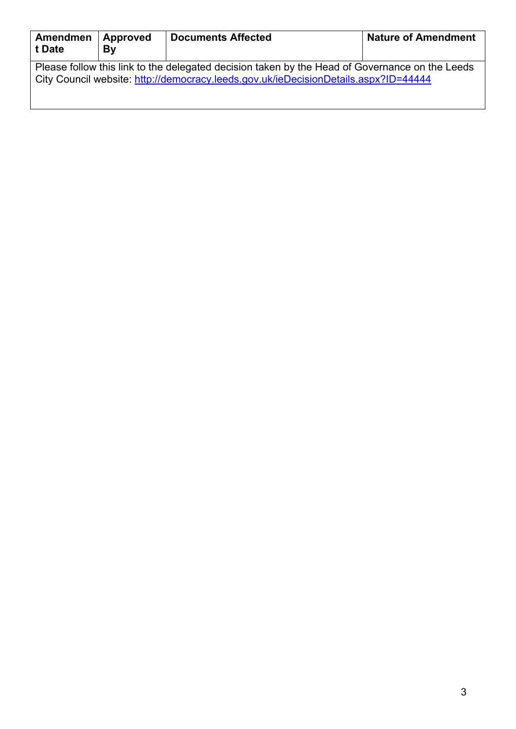| Amendment Date | Approved By | Documents Affected | Nature of Amendment |
| --- | --- | --- | --- |
| Please follow this link to the delegated decision taken by the Head of Governance on the Leeds City Council website: [http://democracy.leeds.gov.uk/ieDecisionDetails.aspx?ID=44444](http://democracy.leeds.gov.uk/ieDecisionDetails.aspx?ID=44444) | | | |